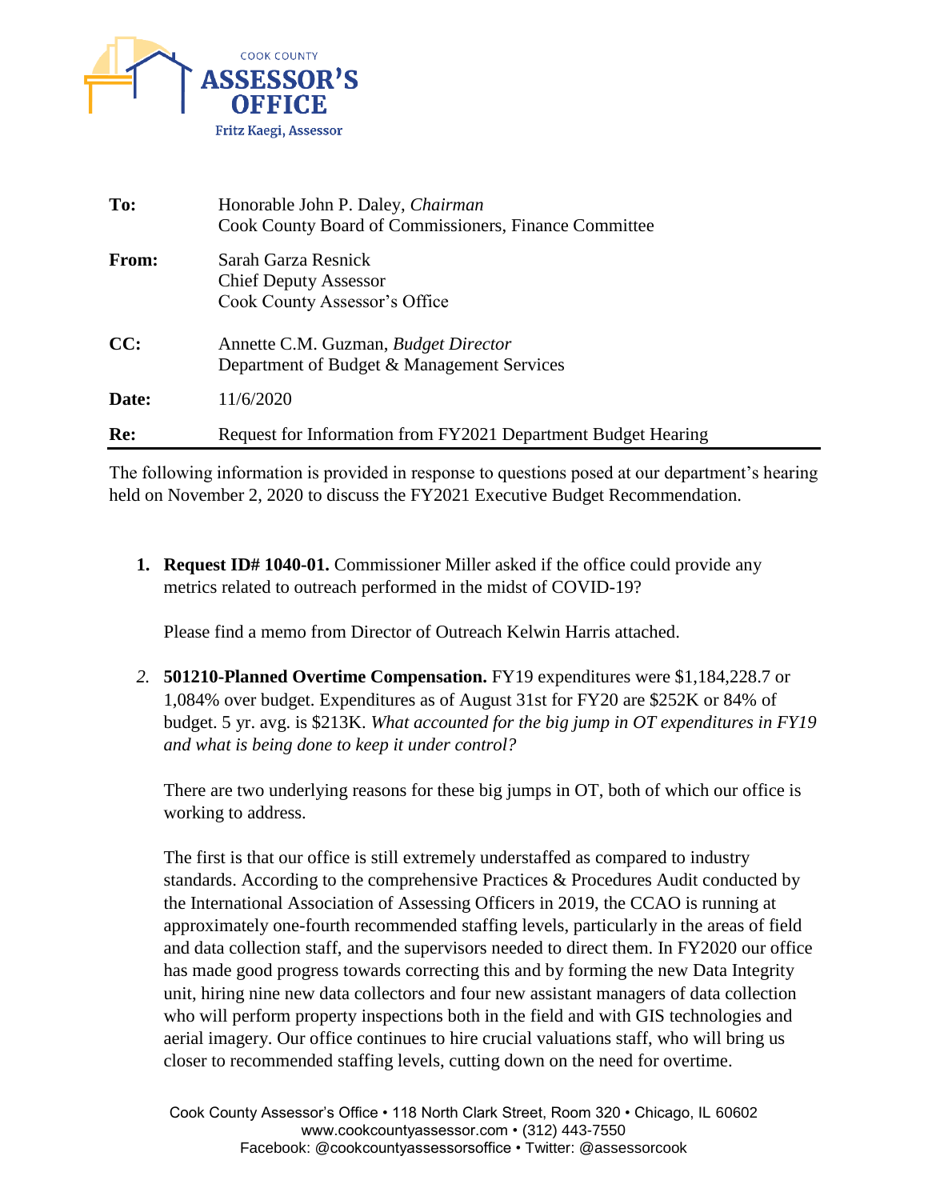COOK COUNTY
**ASSESSOR'S OFFICE**
Fritz Kaegi, Assessor

| | |
|---|---|
| **To:** | Honorable John P. Daley, *Chairman*<br>Cook County Board of Commissioners, Finance Committee |
| **From:** | Sarah Garza Resnick<br>Chief Deputy Assessor<br>Cook County Assessor's Office |
| **CC:** | Annette C.M. Guzman, *Budget Director*<br>Department of Budget & Management Services |
| **Date:** | 11/6/2020 |
| **Re:** | Request for Information from FY2021 Department Budget Hearing |

The following information is provided in response to questions posed at our department's hearing held on November 2, 2020 to discuss the FY2021 Executive Budget Recommendation.

1. **Request ID# 1040-01.** Commissioner Miller asked if the office could provide any metrics related to outreach performed in the midst of COVID-19?

   Please find a memo from Director of Outreach Kelwin Harris attached.

2. **501210-Planned Overtime Compensation.** FY19 expenditures were $1,184,228.7 or 1,084% over budget. Expenditures as of August 31st for FY20 are $252K or 84% of budget. 5 yr. avg. is $213K. *What accounted for the big jump in OT expenditures in FY19 and what is being done to keep it under control?*

   There are two underlying reasons for these big jumps in OT, both of which our office is working to address.

   The first is that our office is still extremely understaffed as compared to industry standards. According to the comprehensive Practices & Procedures Audit conducted by the International Association of Assessing Officers in 2019, the CCAO is running at approximately one-fourth recommended staffing levels, particularly in the areas of field and data collection staff, and the supervisors needed to direct them. In FY2020 our office has made good progress towards correcting this and by forming the new Data Integrity unit, hiring nine new data collectors and four new assistant managers of data collection who will perform property inspections both in the field and with GIS technologies and aerial imagery. Our office continues to hire crucial valuations staff, who will bring us closer to recommended staffing levels, cutting down on the need for overtime.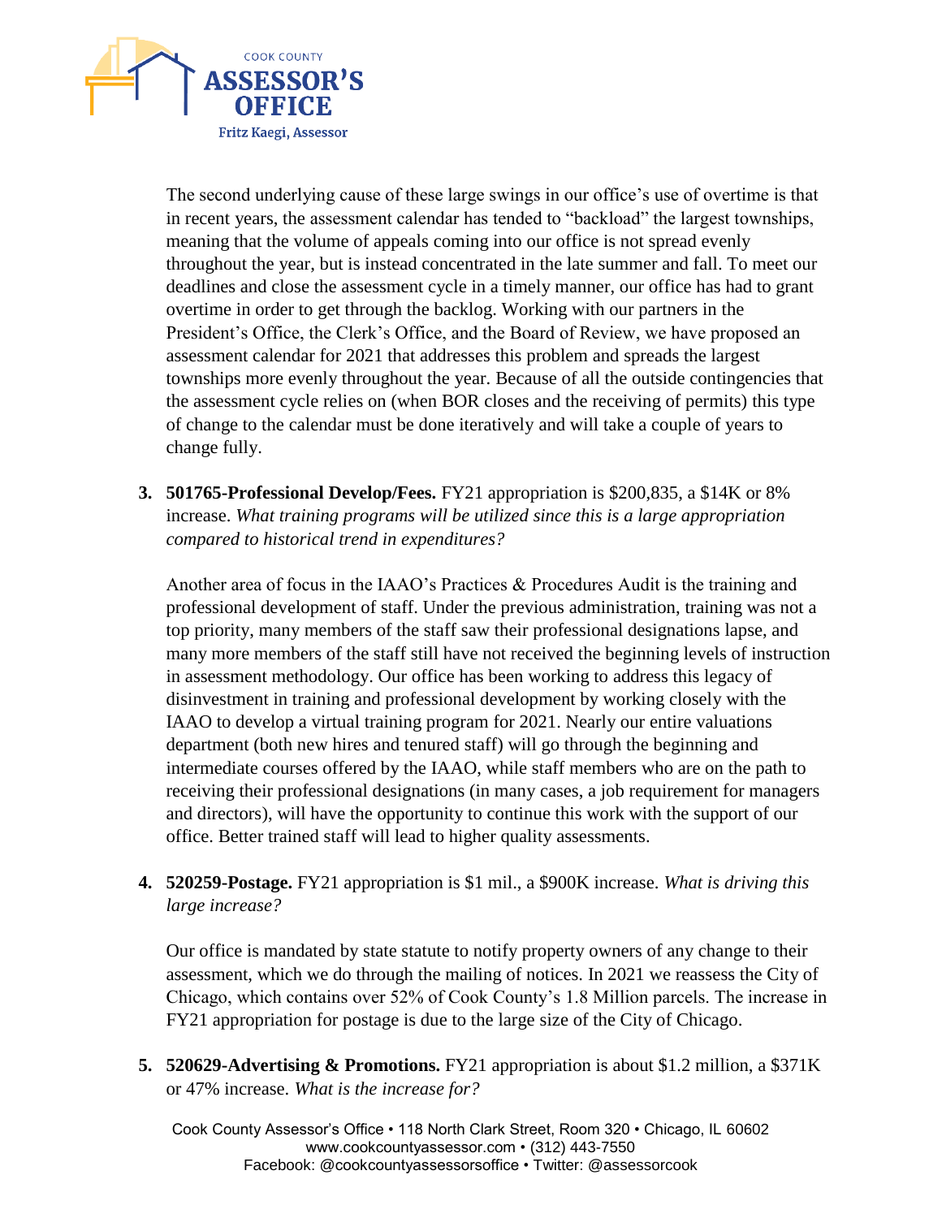The second underlying cause of these large swings in our office's use of overtime is that in recent years, the assessment calendar has tended to "backload" the largest townships, meaning that the volume of appeals coming into our office is not spread evenly throughout the year, but is instead concentrated in the late summer and fall. To meet our deadlines and close the assessment cycle in a timely manner, our office has had to grant overtime in order to get through the backlog. Working with our partners in the President's Office, the Clerk's Office, and the Board of Review, we have proposed an assessment calendar for 2021 that addresses this problem and spreads the largest townships more evenly throughout the year. Because of all the outside contingencies that the assessment cycle relies on (when BOR closes and the receiving of permits) this type of change to the calendar must be done iteratively and will take a couple of years to change fully.

3. **501765-Professional Develop/Fees.** FY21 appropriation is $200,835, a $14K or 8% increase. *What training programs will be utilized since this is a large appropriation compared to historical trend in expenditures?*

   Another area of focus in the IAAO's Practices & Procedures Audit is the training and professional development of staff. Under the previous administration, training was not a top priority, many members of the staff saw their professional designations lapse, and many more members of the staff still have not received the beginning levels of instruction in assessment methodology. Our office has been working to address this legacy of disinvestment in training and professional development by working closely with the IAAO to develop a virtual training program for 2021. Nearly our entire valuations department (both new hires and tenured staff) will go through the beginning and intermediate courses offered by the IAAO, while staff members who are on the path to receiving their professional designations (in many cases, a job requirement for managers and directors), will have the opportunity to continue this work with the support of our office. Better trained staff will lead to higher quality assessments.

4. **520259-Postage.** FY21 appropriation is $1 mil., a $900K increase. *What is driving this large increase?*

   Our office is mandated by state statute to notify property owners of any change to their assessment, which we do through the mailing of notices. In 2021 we reassess the City of Chicago, which contains over 52% of Cook County's 1.8 Million parcels. The increase in FY21 appropriation for postage is due to the large size of the City of Chicago.

5. **520629-Advertising & Promotions.** FY21 appropriation is about $1.2 million, a $371K or 47% increase. *What is the increase for?*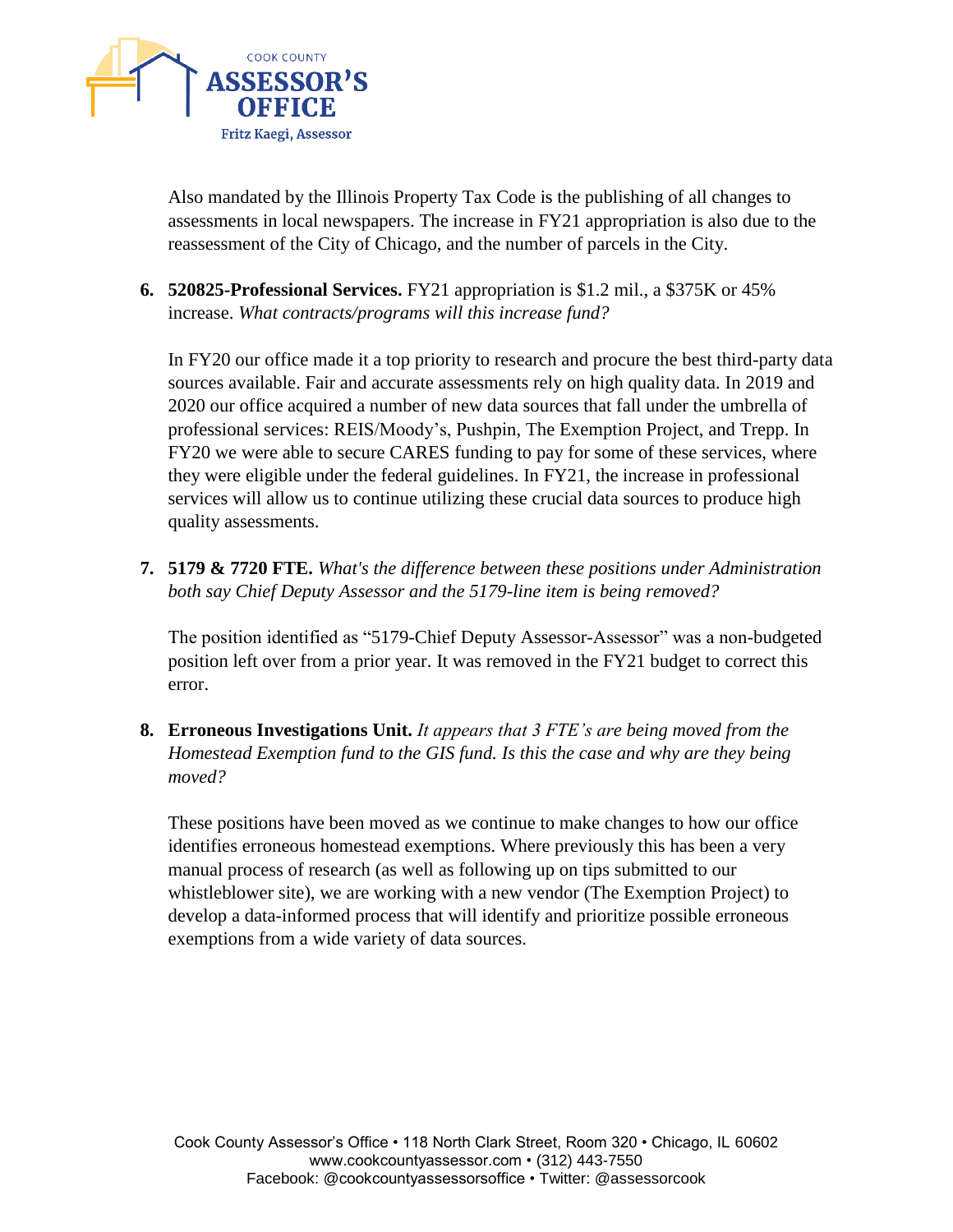Also mandated by the Illinois Property Tax Code is the publishing of all changes to assessments in local newspapers. The increase in FY21 appropriation is also due to the reassessment of the City of Chicago, and the number of parcels in the City.

6. **520825-Professional Services.** FY21 appropriation is $1.2 mil., a $375K or 45% increase. *What contracts/programs will this increase fund?*

   In FY20 our office made it a top priority to research and procure the best third-party data sources available. Fair and accurate assessments rely on high quality data. In 2019 and 2020 our office acquired a number of new data sources that fall under the umbrella of professional services: REIS/Moody's, Pushpin, The Exemption Project, and Trepp. In FY20 we were able to secure CARES funding to pay for some of these services, where they were eligible under the federal guidelines. In FY21, the increase in professional services will allow us to continue utilizing these crucial data sources to produce high quality assessments.

7. **5179 & 7720 FTE.** *What's the difference between these positions under Administration both say Chief Deputy Assessor and the 5179-line item is being removed?*

   The position identified as "5179-Chief Deputy Assessor-Assessor" was a non-budgeted position left over from a prior year. It was removed in the FY21 budget to correct this error.

8. **Erroneous Investigations Unit.** *It appears that 3 FTE's are being moved from the Homestead Exemption fund to the GIS fund. Is this the case and why are they being moved?*

   These positions have been moved as we continue to make changes to how our office identifies erroneous homestead exemptions. Where previously this has been a very manual process of research (as well as following up on tips submitted to our whistleblower site), we are working with a new vendor (The Exemption Project) to develop a data-informed process that will identify and prioritize possible erroneous exemptions from a wide variety of data sources.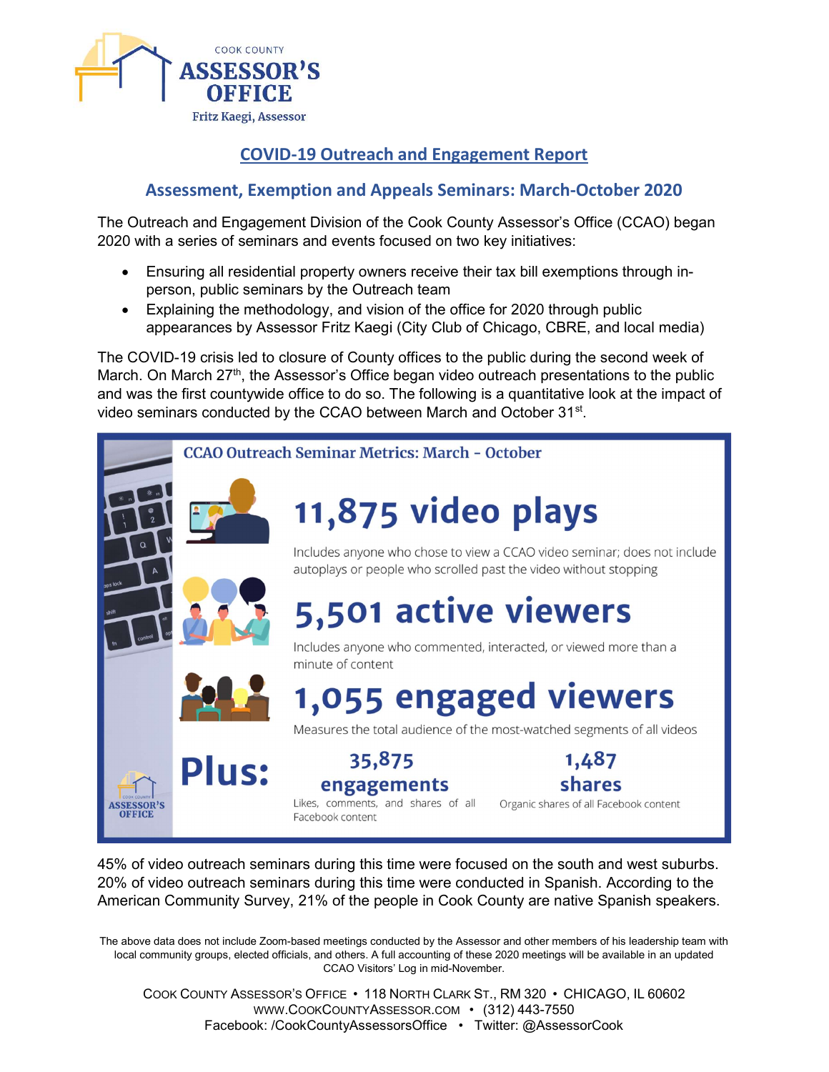COOK COUNTY
**ASSESSOR'S OFFICE**
Fritz Kaegi, Assessor

# COVID-19 Outreach and Engagement Report

## Assessment, Exemption and Appeals Seminars: March-October 2020

The Outreach and Engagement Division of the Cook County Assessor's Office (CCAO) began 2020 with a series of seminars and events focused on two key initiatives:

- Ensuring all residential property owners receive their tax bill exemptions through in-person, public seminars by the Outreach team
- Explaining the methodology, and vision of the office for 2020 through public appearances by Assessor Fritz Kaegi (City Club of Chicago, CBRE, and local media)

The COVID-19 crisis led to closure of County offices to the public during the second week of March. On March 27th, the Assessor's Office began video outreach presentations to the public and was the first countywide office to do so. The following is a quantitative look at the impact of video seminars conducted by the CCAO between March and October 31st.

### CCAO Outreach Seminar Metrics: March - October

**11,875 video plays**

Includes anyone who chose to view a CCAO video seminar; does not include autoplays or people who scrolled past the video without stopping

**5,501 active viewers**

Includes anyone who commented, interacted, or viewed more than a minute of content

**1,055 engaged viewers**

Measures the total audience of the most-watched segments of all videos

**Plus:**

**35,875 engagements**
Likes, comments, and shares of all Facebook content

**1,487 shares**
Organic shares of all Facebook content

45% of video outreach seminars during this time were focused on the south and west suburbs. 20% of video outreach seminars during this time were conducted in Spanish. According to the American Community Survey, 21% of the people in Cook County are native Spanish speakers.

The above data does not include Zoom-based meetings conducted by the Assessor and other members of his leadership team with local community groups, elected officials, and others. A full accounting of these 2020 meetings will be available in an updated CCAO Visitors' Log in mid-November.

COOK COUNTY ASSESSOR'S OFFICE • 118 NORTH CLARK ST., RM 320 • CHICAGO, IL 60602
WWW.COOKCOUNTYASSESSOR.COM • (312) 443-7550
Facebook: /CookCountyAssessorsOffice • Twitter: @AssessorCook